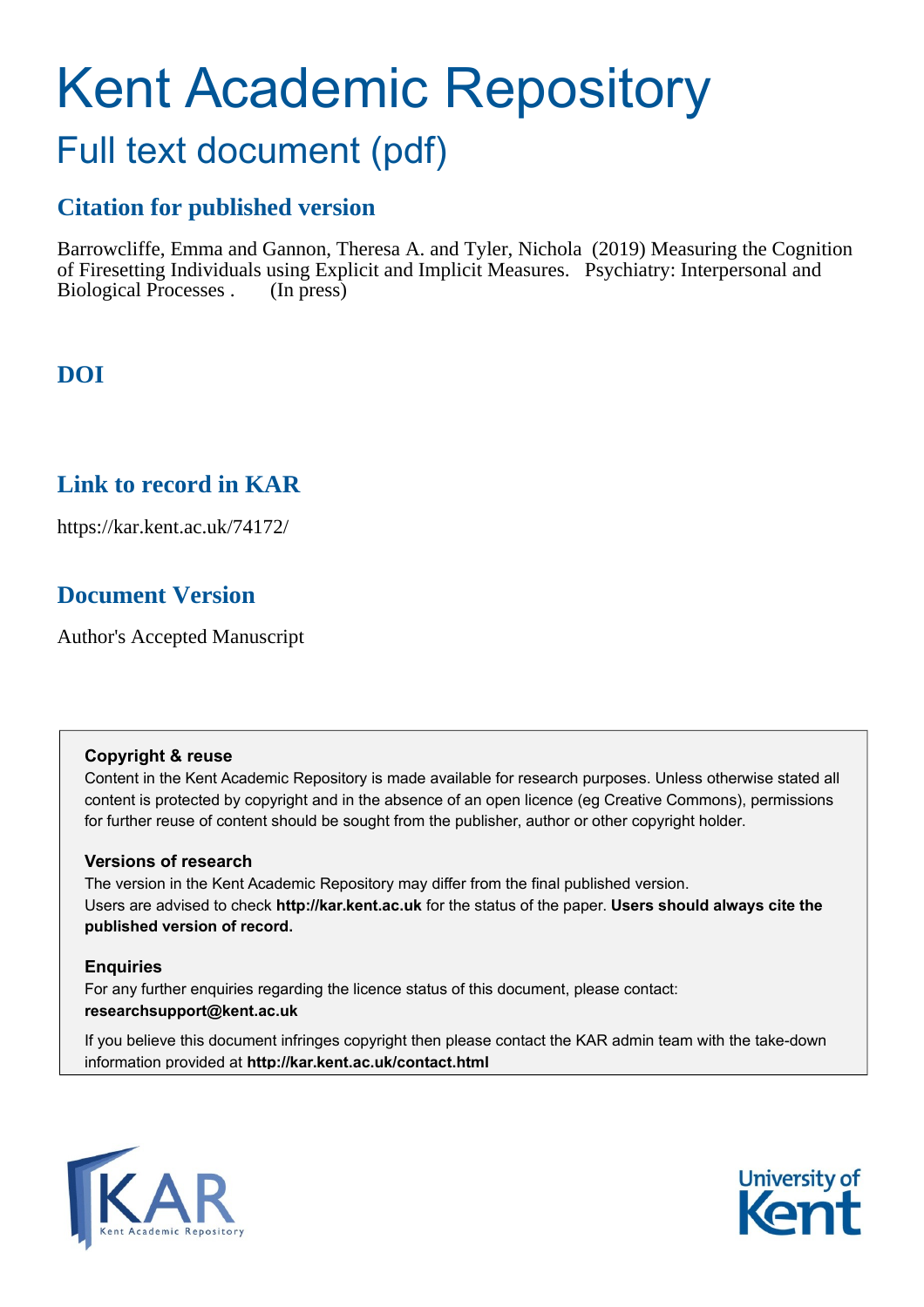# Kent Academic Repository

## Full text document (pdf)

### Citation for published version

Barrowcliffe, Emma and Gannon, Theresa A. and Tyler, Nichola (2019) Measuring the Cognition of Firesetting Individuals using Explicit and Implicit Measures. Psychiatry: Interpersonal and Biological Processes . (In press)

### DOI

### Link to record in KAR

https://kar.kent.ac.uk/74172/

### Document Version

Author's Accepted Manuscript

**Copyright & reuse**

Content in the Kent Academic Repository is made available for research purposes. Unless otherwise stated all content is protected by copyright and in the absence of an open licence (eg Creative Commons), permissions for further reuse of content should be sought from the publisher, author or other copyright holder.

**Versions of research**

The version in the Kent Academic Repository may differ from the final published version. Users are advised to check **http://kar.kent.ac.uk** for the status of the paper. **Users should always cite the published version of record.**

**Enquiries**

For any further enquiries regarding the licence status of this document, please contact: **researchsupport@kent.ac.uk**

If you believe this document infringes copyright then please contact the KAR admin team with the take-down information provided at **http://kar.kent.ac.uk/contact.html**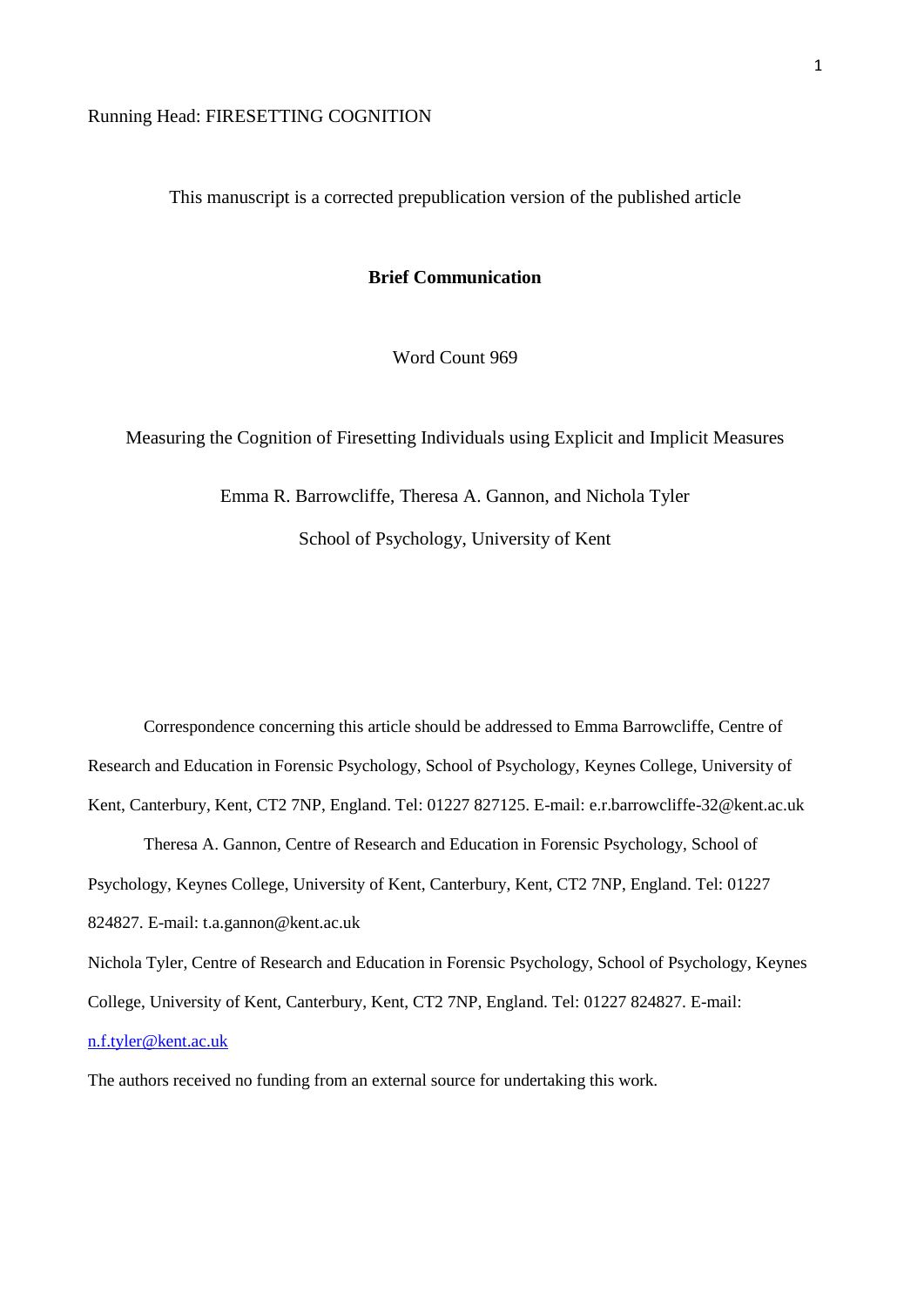Running Head: FIRESETTING COGNITION

This manuscript is a corrected prepublication version of the published article

**Brief Communication**

Word Count 969

Measuring the Cognition of Firesetting Individuals using Explicit and Implicit Measures

Emma R. Barrowcliffe, Theresa A. Gannon, and Nichola Tyler

School of Psychology, University of Kent

Correspondence concerning this article should be addressed to Emma Barrowcliffe, Centre of Research and Education in Forensic Psychology, School of Psychology, Keynes College, University of Kent, Canterbury, Kent, CT2 7NP, England. Tel: 01227 827125. E-mail: e.r.barrowcliffe-32@kent.ac.uk

Theresa A. Gannon, Centre of Research and Education in Forensic Psychology, School of Psychology, Keynes College, University of Kent, Canterbury, Kent, CT2 7NP, England. Tel: 01227 824827. E-mail: t.a.gannon@kent.ac.uk

Nichola Tyler, Centre of Research and Education in Forensic Psychology, School of Psychology, Keynes College, University of Kent, Canterbury, Kent, CT2 7NP, England. Tel: 01227 824827. E-mail: n.f.tyler@kent.ac.uk

The authors received no funding from an external source for undertaking this work.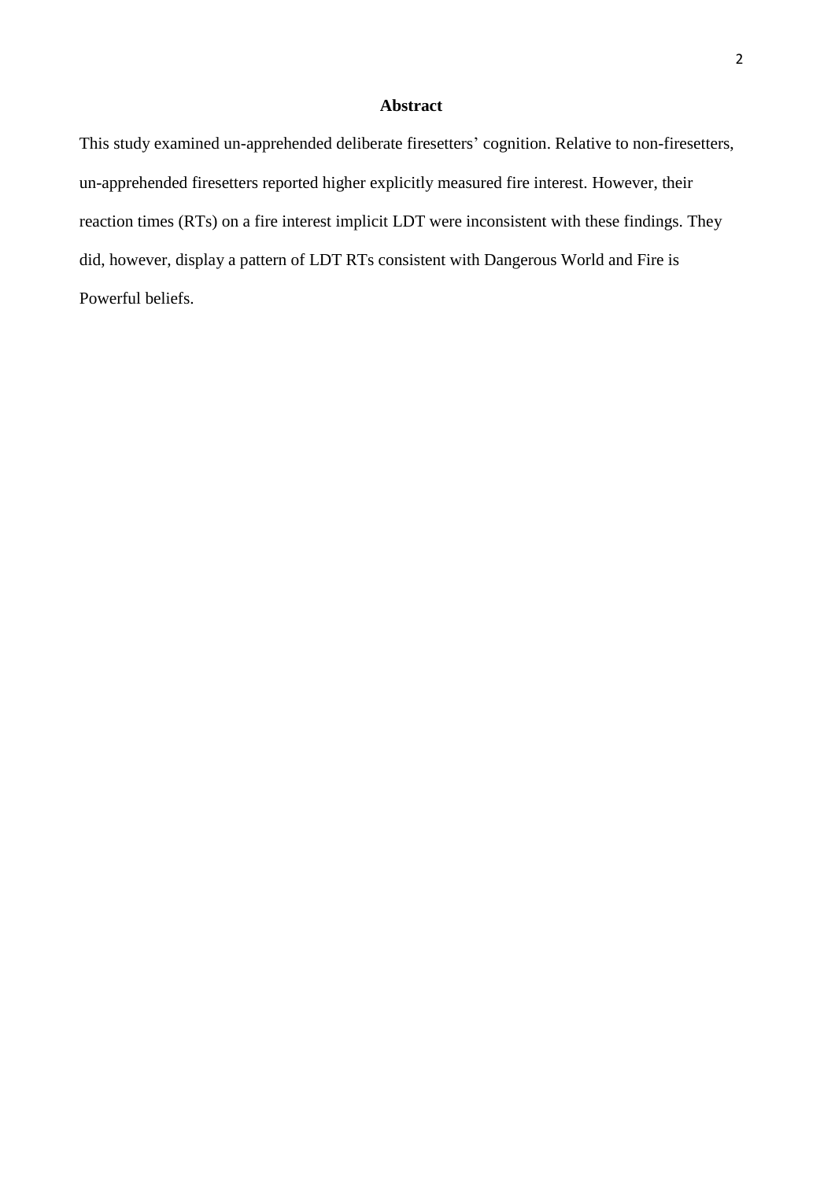## Abstract

This study examined un-apprehended deliberate firesetters' cognition. Relative to non-firesetters, un-apprehended firesetters reported higher explicitly measured fire interest. However, their reaction times (RTs) on a fire interest implicit LDT were inconsistent with these findings. They did, however, display a pattern of LDT RTs consistent with Dangerous World and Fire is Powerful beliefs.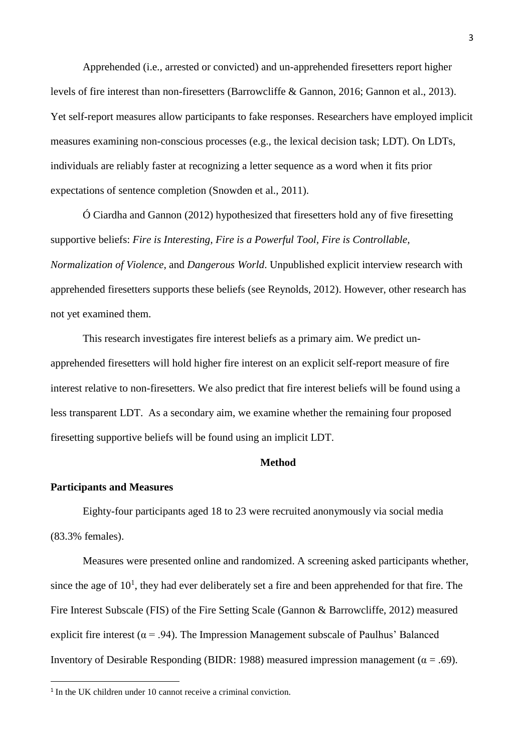Apprehended (i.e., arrested or convicted) and un-apprehended firesetters report higher levels of fire interest than non-firesetters (Barrowcliffe & Gannon, 2016; Gannon et al., 2013). Yet self-report measures allow participants to fake responses. Researchers have employed implicit measures examining non-conscious processes (e.g., the lexical decision task; LDT). On LDTs, individuals are reliably faster at recognizing a letter sequence as a word when it fits prior expectations of sentence completion (Snowden et al., 2011).

Ó Ciardha and Gannon (2012) hypothesized that firesetters hold any of five firesetting supportive beliefs: *Fire is Interesting*, *Fire is a Powerful Tool*, *Fire is Controllable*, *Normalization of Violence*, and *Dangerous World*. Unpublished explicit interview research with apprehended firesetters supports these beliefs (see Reynolds, 2012). However, other research has not yet examined them.

This research investigates fire interest beliefs as a primary aim. We predict un-apprehended firesetters will hold higher fire interest on an explicit self-report measure of fire interest relative to non-firesetters. We also predict that fire interest beliefs will be found using a less transparent LDT. As a secondary aim, we examine whether the remaining four proposed firesetting supportive beliefs will be found using an implicit LDT.

## Method

### Participants and Measures

Eighty-four participants aged 18 to 23 were recruited anonymously via social media (83.3% females).

Measures were presented online and randomized. A screening asked participants whether, since the age of 10[1], they had ever deliberately set a fire and been apprehended for that fire. The Fire Interest Subscale (FIS) of the Fire Setting Scale (Gannon & Barrowcliffe, 2012) measured explicit fire interest ($\alpha = .94$). The Impression Management subscale of Paulhus' Balanced Inventory of Desirable Responding (BIDR: 1988) measured impression management ($\alpha = .69$).

[1] In the UK children under 10 cannot receive a criminal conviction.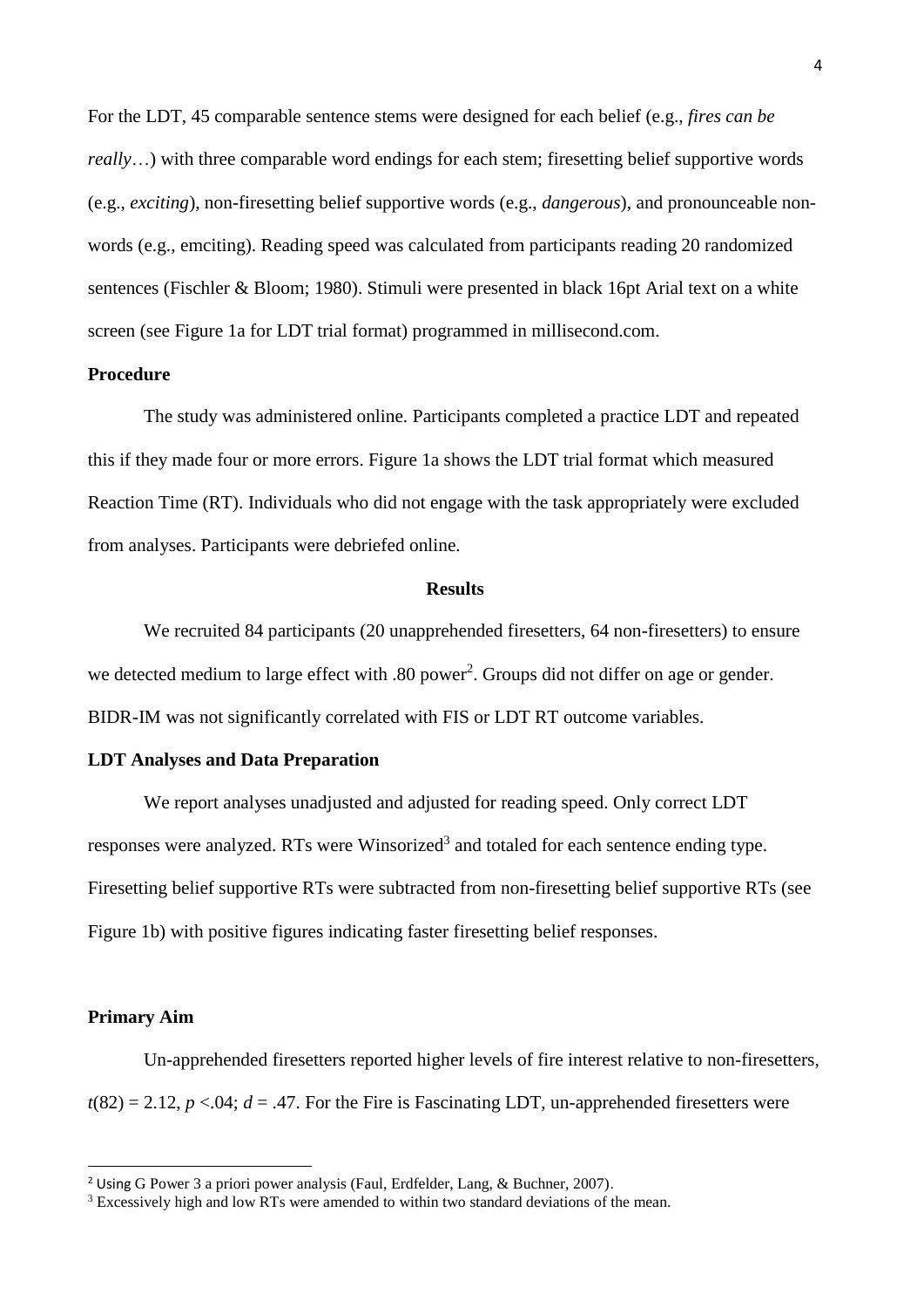For the LDT, 45 comparable sentence stems were designed for each belief (e.g., *fires can be really*…) with three comparable word endings for each stem; firesetting belief supportive words (e.g., *exciting*), non-firesetting belief supportive words (e.g., *dangerous*), and pronounceable non-words (e.g., emciting). Reading speed was calculated from participants reading 20 randomized sentences (Fischler & Bloom; 1980). Stimuli were presented in black 16pt Arial text on a white screen (see Figure 1a for LDT trial format) programmed in millisecond.com.

## Procedure

The study was administered online. Participants completed a practice LDT and repeated this if they made four or more errors. Figure 1a shows the LDT trial format which measured Reaction Time (RT). Individuals who did not engage with the task appropriately were excluded from analyses. Participants were debriefed online.

# Results

We recruited 84 participants (20 unapprehended firesetters, 64 non-firesetters) to ensure we detected medium to large effect with .80 power[2]. Groups did not differ on age or gender. BIDR-IM was not significantly correlated with FIS or LDT RT outcome variables.

## LDT Analyses and Data Preparation

We report analyses unadjusted and adjusted for reading speed. Only correct LDT responses were analyzed. RTs were Winsorized[3] and totaled for each sentence ending type. Firesetting belief supportive RTs were subtracted from non-firesetting belief supportive RTs (see Figure 1b) with positive figures indicating faster firesetting belief responses.

## Primary Aim

Un-apprehended firesetters reported higher levels of fire interest relative to non-firesetters, $t(82) = 2.12$, $p < .04$; $d = .47$. For the Fire is Fascinating LDT, un-apprehended firesetters were

[2] Using G Power 3 a priori power analysis (Faul, Erdfelder, Lang, & Buchner, 2007).

[3] Excessively high and low RTs were amended to within two standard deviations of the mean.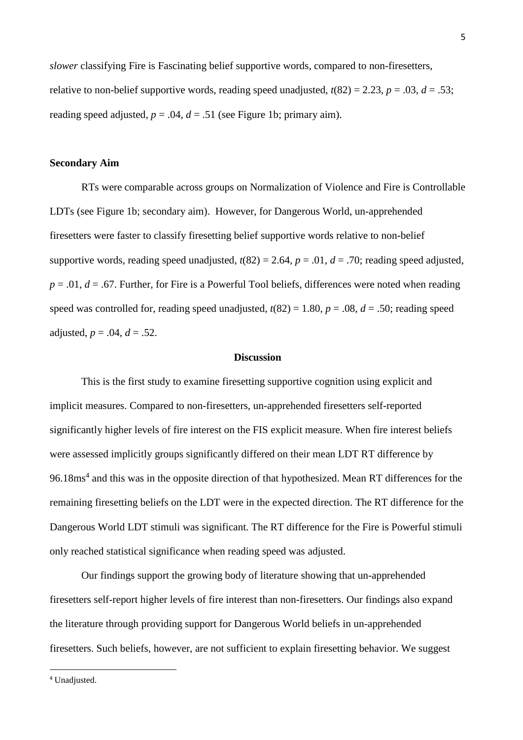*slower* classifying Fire is Fascinating belief supportive words, compared to non-firesetters, relative to non-belief supportive words, reading speed unadjusted, $t(82) = 2.23$, $p = .03$, $d = .53$; reading speed adjusted, $p = .04$, $d = .51$ (see Figure 1b; primary aim).

**Secondary Aim**

RTs were comparable across groups on Normalization of Violence and Fire is Controllable LDTs (see Figure 1b; secondary aim). However, for Dangerous World, un-apprehended firesetters were faster to classify firesetting belief supportive words relative to non-belief supportive words, reading speed unadjusted, $t(82) = 2.64$, $p = .01$, $d = .70$; reading speed adjusted, $p = .01$, $d = .67$. Further, for Fire is a Powerful Tool beliefs, differences were noted when reading speed was controlled for, reading speed unadjusted, $t(82) = 1.80$, $p = .08$, $d = .50$; reading speed adjusted, $p = .04$, $d = .52$.

## Discussion

This is the first study to examine firesetting supportive cognition using explicit and implicit measures. Compared to non-firesetters, un-apprehended firesetters self-reported significantly higher levels of fire interest on the FIS explicit measure. When fire interest beliefs were assessed implicitly groups significantly differed on their mean LDT RT difference by 96.18ms[4] and this was in the opposite direction of that hypothesized. Mean RT differences for the remaining firesetting beliefs on the LDT were in the expected direction. The RT difference for the Dangerous World LDT stimuli was significant. The RT difference for the Fire is Powerful stimuli only reached statistical significance when reading speed was adjusted.

Our findings support the growing body of literature showing that un-apprehended firesetters self-report higher levels of fire interest than non-firesetters. Our findings also expand the literature through providing support for Dangerous World beliefs in un-apprehended firesetters. Such beliefs, however, are not sufficient to explain firesetting behavior. We suggest

[4] Unadjusted.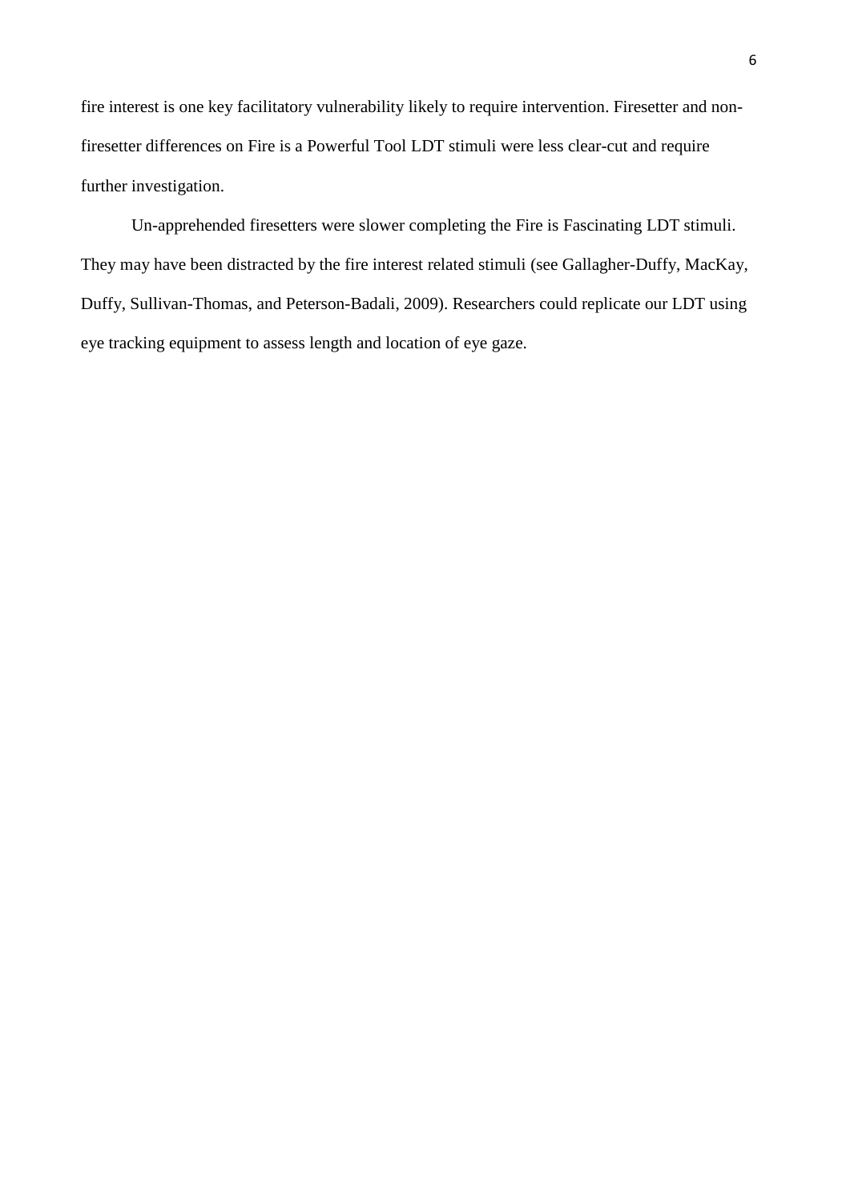fire interest is one key facilitatory vulnerability likely to require intervention. Firesetter and non-firesetter differences on Fire is a Powerful Tool LDT stimuli were less clear-cut and require further investigation.

Un-apprehended firesetters were slower completing the Fire is Fascinating LDT stimuli. They may have been distracted by the fire interest related stimuli (see Gallagher-Duffy, MacKay, Duffy, Sullivan-Thomas, and Peterson-Badali, 2009). Researchers could replicate our LDT using eye tracking equipment to assess length and location of eye gaze.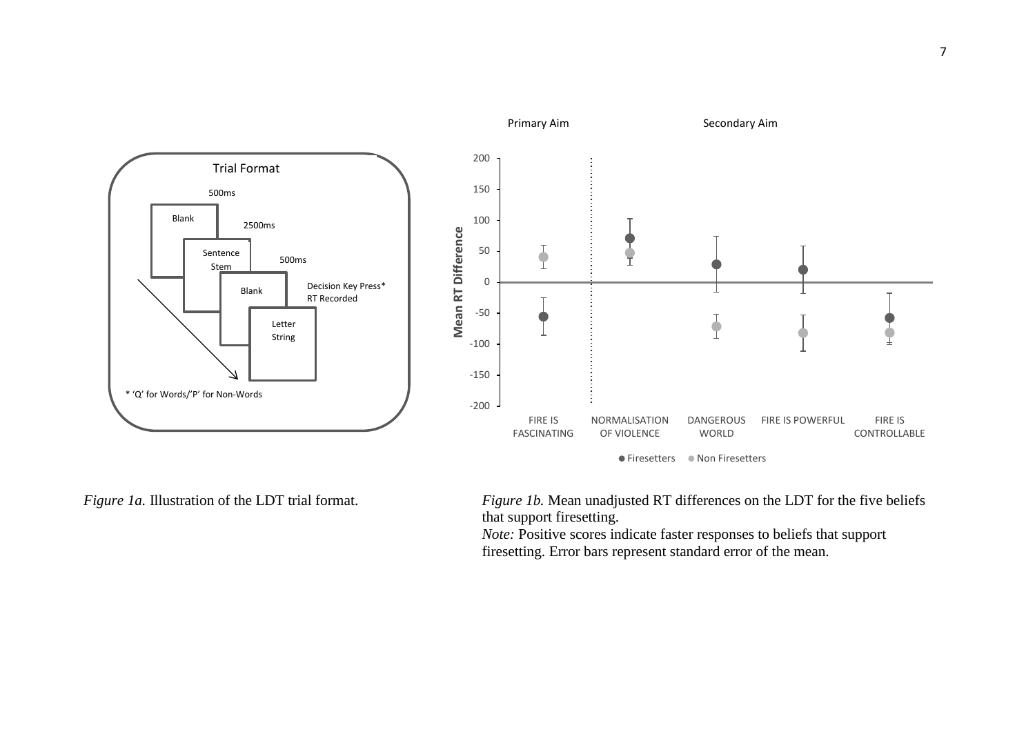Trial Format

500ms

Blank

2500ms

Sentence Stem

500ms

Blank

Decision Key Press*
RT Recorded

Letter String

* 'Q' for Words/'P' for Non-Words

Primary Aim | Secondary Aim

Mean RT Difference

FIRE IS FASCINATING | NORMALISATION OF VIOLENCE | DANGEROUS WORLD | FIRE IS POWERFUL | FIRE IS CONTROLLABLE

● Firesetters ● Non Firesetters

*Figure 1a.* Illustration of the LDT trial format.

*Figure 1b.* Mean unadjusted RT differences on the LDT for the five beliefs that support firesetting.
*Note:* Positive scores indicate faster responses to beliefs that support firesetting. Error bars represent standard error of the mean.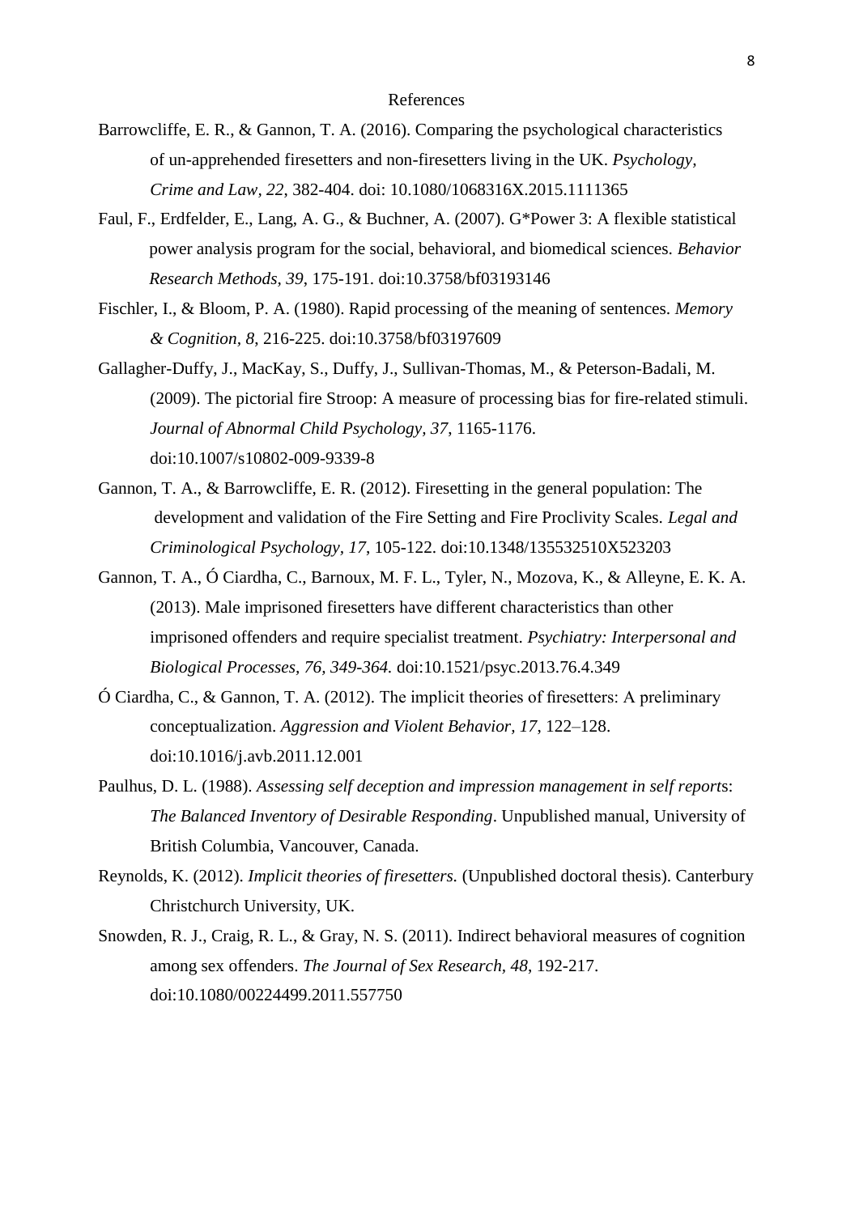# References

Barrowcliffe, E. R., & Gannon, T. A. (2016). Comparing the psychological characteristics of un-apprehended firesetters and non-firesetters living in the UK. *Psychology, Crime and Law, 22*, 382-404. doi: 10.1080/1068316X.2015.1111365

Faul, F., Erdfelder, E., Lang, A. G., & Buchner, A. (2007). G*Power 3: A flexible statistical power analysis program for the social, behavioral, and biomedical sciences. *Behavior Research Methods, 39*, 175-191. doi:10.3758/bf03193146

Fischler, I., & Bloom, P. A. (1980). Rapid processing of the meaning of sentences. *Memory & Cognition, 8*, 216-225. doi:10.3758/bf03197609

Gallagher-Duffy, J., MacKay, S., Duffy, J., Sullivan-Thomas, M., & Peterson-Badali, M. (2009). The pictorial fire Stroop: A measure of processing bias for fire-related stimuli. *Journal of Abnormal Child Psychology, 37*, 1165-1176. doi:10.1007/s10802-009-9339-8

Gannon, T. A., & Barrowcliffe, E. R. (2012). Firesetting in the general population: The development and validation of the Fire Setting and Fire Proclivity Scales. *Legal and Criminological Psychology, 17*, 105-122. doi:10.1348/135532510X523203

Gannon, T. A., Ó Ciardha, C., Barnoux, M. F. L., Tyler, N., Mozova, K., & Alleyne, E. K. A. (2013). Male imprisoned firesetters have different characteristics than other imprisoned offenders and require specialist treatment. *Psychiatry: Interpersonal and Biological Processes, 76, 349-364.* doi:10.1521/psyc.2013.76.4.349

Ó Ciardha, C., & Gannon, T. A. (2012). The implicit theories of firesetters: A preliminary conceptualization. *Aggression and Violent Behavior, 17*, 122–128. doi:10.1016/j.avb.2011.12.001

Paulhus, D. L. (1988). *Assessing self deception and impression management in self report*s: *The Balanced Inventory of Desirable Responding*. Unpublished manual, University of British Columbia, Vancouver, Canada.

Reynolds, K. (2012). *Implicit theories of firesetters.* (Unpublished doctoral thesis). Canterbury Christchurch University, UK.

Snowden, R. J., Craig, R. L., & Gray, N. S. (2011). Indirect behavioral measures of cognition among sex offenders. *The Journal of Sex Research, 48*, 192-217. doi:10.1080/00224499.2011.557750